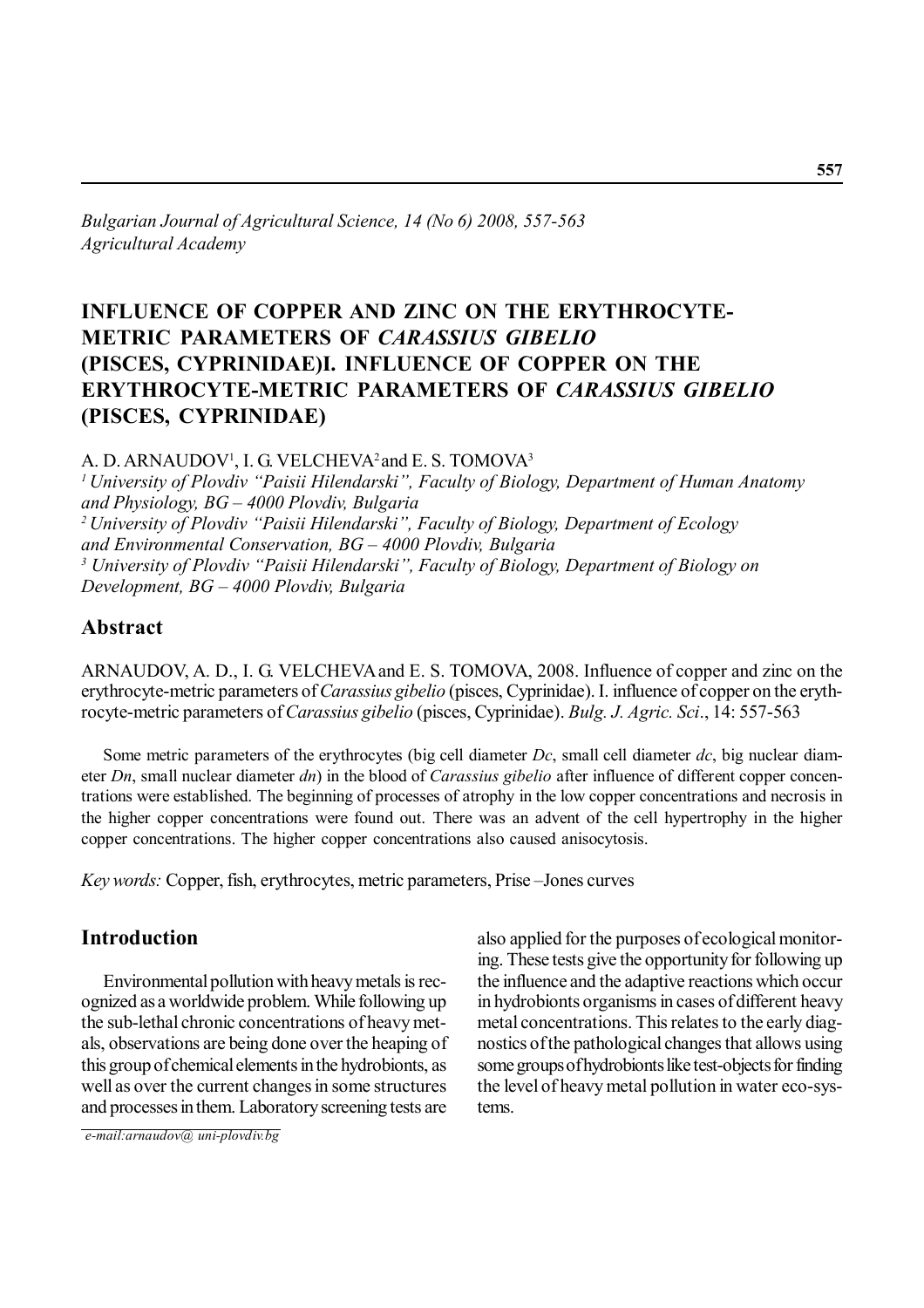*Bulgarian Journal of Agricultural Science, 14 (No 6) 2008, 557-563*
*Agricultural Academy*

# INFLUENCE OF COPPER AND ZINC ON THE ERYTHROCYTE-METRIC PARAMETERS OF *CARASSIUS GIBELIO* (PISCES, CYPRINIDAE)I. INFLUENCE OF COPPER ON THE ERYTHROCYTE-METRIC PARAMETERS OF *CARASSIUS GIBELIO* (PISCES, CYPRINIDAE)

A. D. ARNAUDOV[1], I. G. VELCHEVA[2] and E. S. TOMOVA[3]

[1] *University of Plovdiv "Paisii Hilendarski", Faculty of Biology, Department of Human Anatomy and Physiology, BG – 4000 Plovdiv, Bulgaria*
[2] *University of Plovdiv "Paisii Hilendarski", Faculty of Biology, Department of Ecology and Environmental Conservation, BG – 4000 Plovdiv, Bulgaria*
[3] *University of Plovdiv "Paisii Hilendarski", Faculty of Biology, Department of Biology on Development, BG – 4000 Plovdiv, Bulgaria*

## Abstract

ARNAUDOV, A. D., I. G. VELCHEVA and E. S. TOMOVA, 2008. Influence of copper and zinc on the erythrocyte-metric parameters of *Carassius gibelio* (pisces, Cyprinidae). I. influence of copper on the erythrocyte-metric parameters of *Carassius gibelio* (pisces, Cyprinidae). *Bulg. J. Agric. Sci*., 14: 557-563

Some metric parameters of the erythrocytes (big cell diameter *Dc*, small cell diameter *dc*, big nuclear diameter *Dn*, small nuclear diameter *dn*) in the blood of *Carassius gibelio* after influence of different copper concentrations were established. The beginning of processes of atrophy in the low copper concentrations and necrosis in the higher copper concentrations were found out. There was an advent of the cell hypertrophy in the higher copper concentrations. The higher copper concentrations also caused anisocytosis.

*Key words:* Copper, fish, erythrocytes, metric parameters, Prise –Jones curves

## Introduction

Environmental pollution with heavy metals is recognized as a worldwide problem. While following up the sub-lethal chronic concentrations of heavy metals, observations are being done over the heaping of this group of chemical elements in the hydrobionts, as well as over the current changes in some structures and processes in them. Laboratory screening tests are also applied for the purposes of ecological monitoring. These tests give the opportunity for following up the influence and the adaptive reactions which occur in hydrobionts organisms in cases of different heavy metal concentrations. This relates to the early diagnostics of the pathological changes that allows using some groups of hydrobionts like test-objects for finding the level of heavy metal pollution in water eco-systems.

*e-mail:arnaudov@ uni-plovdiv.bg*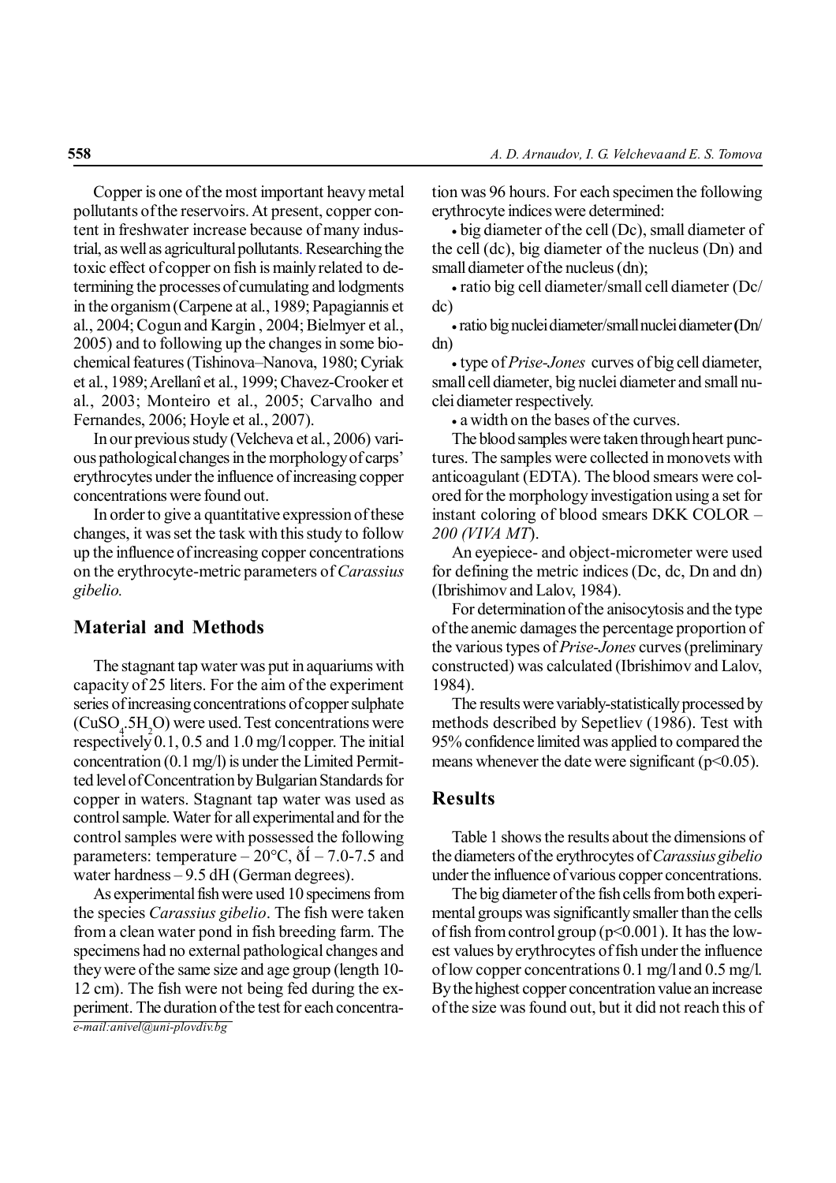Copper is one of the most important heavy metal pollutants of the reservoirs. At present, copper content in freshwater increase because of many industrial, as well as agricultural pollutants. Researching the toxic effect of copper on fish is mainly related to determining the processes of cumulating and lodgments in the organism (Carpene at al., 1989; Papagiannis et al., 2004; Cogun and Kargin , 2004; Bielmyer et al., 2005) and to following up the changes in some biochemical features (Tishinova–Nanova, 1980; Cyriak et al., 1989; Arellanî et al., 1999; Chavez-Crooker et al., 2003; Monteiro et al., 2005; Carvalho and Fernandes, 2006; Hoyle et al., 2007).

In our previous study (Velcheva et al., 2006) various pathological changes in the morphology of carps' erythrocytes under the influence of increasing copper concentrations were found out.

In order to give a quantitative expression of these changes, it was set the task with this study to follow up the influence of increasing copper concentrations on the erythrocyte-metric parameters of *Carassius gibelio.*

## Material and Methods

The stagnant tap water was put in aquariums with capacity of 25 liters. For the aim of the experiment series of increasing concentrations of copper sulphate ($CuSO_4.5H_2O$) were used. Test concentrations were respectively 0.1, 0.5 and 1.0 mg/l copper. The initial concentration (0.1 mg/l) is under the Limited Permitted level of Concentration by Bulgarian Standards for copper in waters. Stagnant tap water was used as control sample. Water for all experimental and for the control samples were with possessed the following parameters: temperature – 20°C, ðÍ – 7.0-7.5 and water hardness – 9.5 dH (German degrees).

As experimental fish were used 10 specimens from the species *Carassius gibelio*. The fish were taken from a clean water pond in fish breeding farm. The specimens had no external pathological changes and they were of the same size and age group (length 10-12 cm). The fish were not being fed during the experiment. The duration of the test for each concentration was 96 hours. For each specimen the following erythrocyte indices were determined:

- big diameter of the cell (Dc), small diameter of the cell (dc), big diameter of the nucleus (Dn) and small diameter of the nucleus (dn);
- ratio big cell diameter/small cell diameter (Dc/dc)
- ratio big nuclei diameter/small nuclei diameter (Dn/dn)
- type of *Prise-Jones* curves of big cell diameter, small cell diameter, big nuclei diameter and small nuclei diameter respectively.
- a width on the bases of the curves.

The blood samples were taken through heart punctures. The samples were collected in monovets with anticoagulant (EDTA). The blood smears were colored for the morphology investigation using a set for instant coloring of blood smears DKK COLOR – *200 (VIVA MT*).

An eyepiece- and object-micrometer were used for defining the metric indices (Dc, dc, Dn and dn) (Ibrishimov and Lalov, 1984).

For determination of the anisocytosis and the type of the anemic damages the percentage proportion of the various types of *Prise-Jones* curves (preliminary constructed) was calculated (Ibrishimov and Lalov, 1984).

The results were variably-statistically processed by methods described by Sepetliev (1986). Test with 95% confidence limited was applied to compared the means whenever the date were significant ($p<0.05$).

## Results

Table 1 shows the results about the dimensions of the diameters of the erythrocytes of *Carassius gibelio* under the influence of various copper concentrations.

The big diameter of the fish cells from both experimental groups was significantly smaller than the cells of fish from control group ($p<0.001$). It has the lowest values by erythrocytes of fish under the influence of low copper concentrations 0.1 mg/l and 0.5 mg/l. By the highest copper concentration value an increase of the size was found out, but it did not reach this of

e-mail:anivel@uni-plovdiv.bg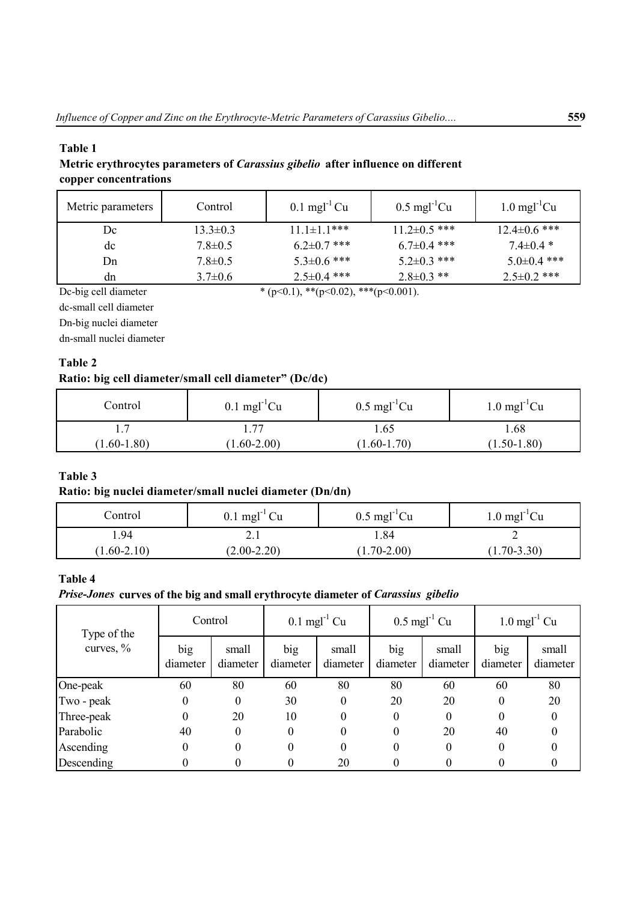**Table 1**

**Metric erythrocytes parameters of *Carassius gibelio* after influence on different copper concentrations**

| Metric parameters | Control | 0.1 $mgl^{-1}$ Cu | 0.5 $mgl^{-1}$Cu | 1.0 $mgl^{-1}$Cu |
|---|---|---|---|---|
| Dc | 13.3±0.3 | 11.1±1.1*** | 11.2±0.5 *** | 12.4±0.6 *** |
| dc | 7.8±0.5 | 6.2±0.7 *** | 6.7±0.4 *** | 7.4±0.4 * |
| Dn | 7.8±0.5 | 5.3±0.6 *** | 5.2±0.3 *** | 5.0±0.4 *** |
| dn | 3.7±0.6 | 2.5±0.4 *** | 2.8±0.3 ** | 2.5±0.2 *** |

Dc-big cell diameter

dc-small cell diameter

Dn-big nuclei diameter

dn-small nuclei diameter

* ($p<0.1$), **($p<0.02$), ***($p<0.001$).

**Table 2**

**Ratio: big cell diameter/small cell diameter" (Dc/dc)**

| Control | 0.1 $mgl^{-1}$Cu | 0.5 $mgl^{-1}$Cu | 1.0 $mgl^{-1}$Cu |
|---|---|---|---|
| 1.7<br>(1.60-1.80) | 1.77<br>(1.60-2.00) | 1.65<br>(1.60-1.70) | 1.68<br>(1.50-1.80) |

**Table 3**

**Ratio: big nuclei diameter/small nuclei diameter (Dn/dn)**

| Control | 0.1 $mgl^{-1}$ Cu | 0.5 $mgl^{-1}$Cu | 1.0 $mgl^{-1}$Cu |
|---|---|---|---|
| 1.94<br>(1.60-2.10) | 2.1<br>(2.00-2.20) | 1.84<br>(1.70-2.00) | 2<br>(1.70-3.30) |

**Table 4**

***Prise-Jones* curves of the big and small erythrocyte diameter of *Carassius gibelio***

| Type of the curves, % | Control | | 0.1 $mgl^{-1}$ Cu | | 0.5 $mgl^{-1}$ Cu | | 1.0 $mgl^{-1}$ Cu | |
|---|---|---|---|---|---|---|---|---|
| | big diameter | small diameter | big diameter | small diameter | big diameter | small diameter | big diameter | small diameter |
| One-peak | 60 | 80 | 60 | 80 | 80 | 60 | 60 | 80 |
| Two - peak | 0 | 0 | 30 | 0 | 20 | 20 | 0 | 20 |
| Three-peak | 0 | 20 | 10 | 0 | 0 | 0 | 0 | 0 |
| Parabolic | 40 | 0 | 0 | 0 | 0 | 20 | 40 | 0 |
| Ascending | 0 | 0 | 0 | 0 | 0 | 0 | 0 | 0 |
| Descending | 0 | 0 | 0 | 20 | 0 | 0 | 0 | 0 |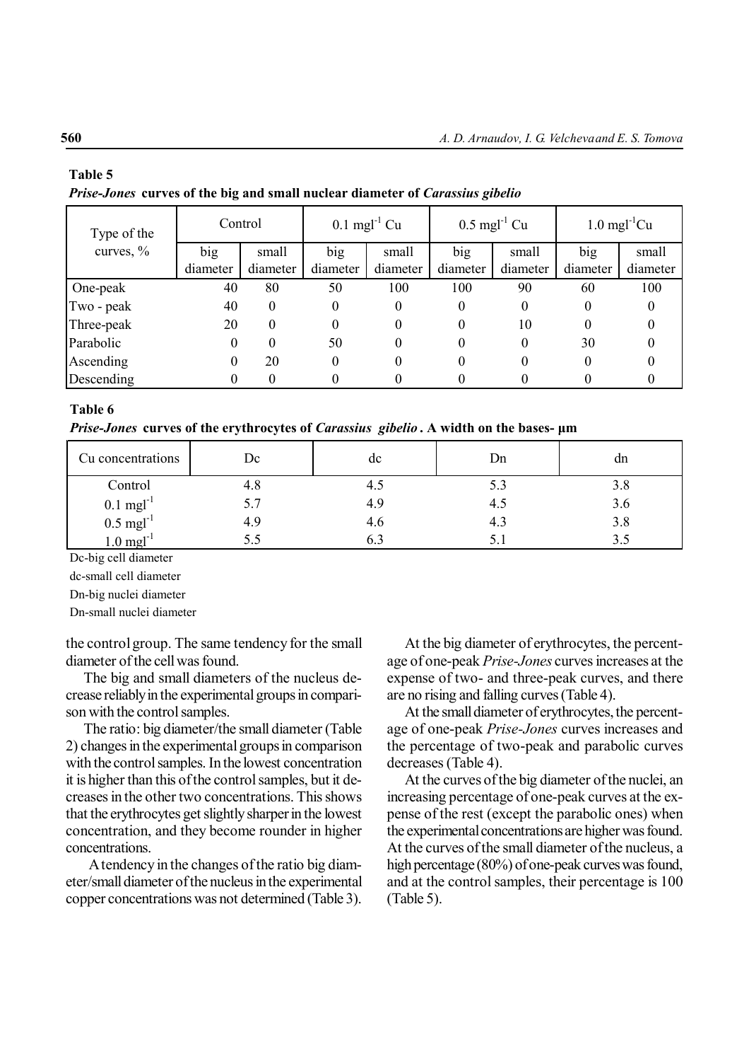**Table 5**

***Prise-Jones* curves of the big and small nuclear diameter of *Carassius gibelio***

| Type of the curves, % | Control | | $0.1\ mgl^{-1}$ Cu | | $0.5\ mgl^{-1}$ Cu | | $1.0\ mgl^{-1}$Cu | |
|---|---|---|---|---|---|---|---|---|
| | big diameter | small diameter | big diameter | small diameter | big diameter | small diameter | big diameter | small diameter |
| One-peak | 40 | 80 | 50 | 100 | 100 | 90 | 60 | 100 |
| Two - peak | 40 | 0 | 0 | 0 | 0 | 0 | 0 | 0 |
| Three-peak | 20 | 0 | 0 | 0 | 0 | 10 | 0 | 0 |
| Parabolic | 0 | 0 | 50 | 0 | 0 | 0 | 30 | 0 |
| Ascending | 0 | 20 | 0 | 0 | 0 | 0 | 0 | 0 |
| Descending | 0 | 0 | 0 | 0 | 0 | 0 | 0 | 0 |

**Table 6**

***Prise-Jones* curves of the erythrocytes of *Carassius gibelio*. A width on the bases- µm**

| Cu concentrations | Dc | dc | Dn | dn |
|---|---|---|---|---|
| Control | 4.8 | 4.5 | 5.3 | 3.8 |
| $0.1\ mgl^{-1}$ | 5.7 | 4.9 | 4.5 | 3.6 |
| $0.5\ mgl^{-1}$ | 4.9 | 4.6 | 4.3 | 3.8 |
| $1.0\ mgl^{-1}$ | 5.5 | 6.3 | 5.1 | 3.5 |

Dc-big cell diameter

dc-small cell diameter

Dn-big nuclei diameter

Dn-small nuclei diameter

the control group. The same tendency for the small diameter of the cell was found.

The big and small diameters of the nucleus decrease reliably in the experimental groups in comparison with the control samples.

The ratio: big diameter/the small diameter (Table 2) changes in the experimental groups in comparison with the control samples. In the lowest concentration it is higher than this of the control samples, but it decreases in the other two concentrations. This shows that the erythrocytes get slightly sharper in the lowest concentration, and they become rounder in higher concentrations.

A tendency in the changes of the ratio big diameter/small diameter of the nucleus in the experimental copper concentrations was not determined (Table 3).

At the big diameter of erythrocytes, the percentage of one-peak *Prise-Jones* curves increases at the expense of two- and three-peak curves, and there are no rising and falling curves (Table 4).

At the small diameter of erythrocytes, the percentage of one-peak *Prise-Jones* curves increases and the percentage of two-peak and parabolic curves decreases (Table 4).

At the curves of the big diameter of the nuclei, an increasing percentage of one-peak curves at the expense of the rest (except the parabolic ones) when the experimental concentrations are higher was found. At the curves of the small diameter of the nucleus, a high percentage (80%) of one-peak curves was found, and at the control samples, their percentage is 100 (Table 5).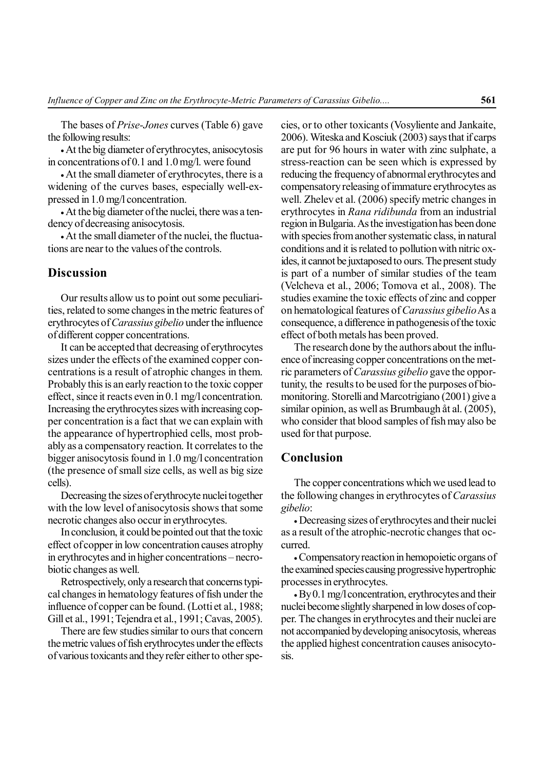The bases of *Prise-Jones* curves (Table 6) gave the following results:

- At the big diameter of erythrocytes, anisocytosis in concentrations of 0.1 and 1.0 mg/l. were found
- At the small diameter of erythrocytes, there is a widening of the curves bases, especially well-expressed in 1.0 mg/l concentration.
- At the big diameter of the nuclei, there was a tendency of decreasing anisocytosis.
- At the small diameter of the nuclei, the fluctuations are near to the values of the controls.

## Discussion

Our results allow us to point out some peculiarities, related to some changes in the metric features of erythrocytes of *Carassius gibelio* under the influence of different copper concentrations.

It can be accepted that decreasing of erythrocytes sizes under the effects of the examined copper concentrations is a result of atrophic changes in them. Probably this is an early reaction to the toxic copper effect, since it reacts even in 0.1 mg/l concentration. Increasing the erythrocytes sizes with increasing copper concentration is a fact that we can explain with the appearance of hypertrophied cells, most probably as a compensatory reaction. It correlates to the bigger anisocytosis found in 1.0 mg/l concentration (the presence of small size cells, as well as big size cells).

Decreasing the sizes of erythrocyte nuclei together with the low level of anisocytosis shows that some necrotic changes also occur in erythrocytes.

In conclusion, it could be pointed out that the toxic effect of copper in low concentration causes atrophy in erythrocytes and in higher concentrations – necrobiotic changes as well.

Retrospectively, only a research that concerns typical changes in hematology features of fish under the influence of copper can be found. (Lotti et al., 1988; Gill et al., 1991; Tejendra et al., 1991; Cavas, 2005).

There are few studies similar to ours that concern the metric values of fish erythrocytes under the effects of various toxicants and they refer either to other species, or to other toxicants (Vosyliente and Jankaite, 2006). Witeska and Kosciuk (2003) says that if carps are put for 96 hours in water with zinc sulphate, a stress-reaction can be seen which is expressed by reducing the frequency of abnormal erythrocytes and compensatory releasing of immature erythrocytes as well. Zhelev et al. (2006) specify metric changes in erythrocytes in *Rana ridibunda* from an industrial region in Bulgaria. As the investigation has been done with species from another systematic class, in natural conditions and it is related to pollution with nitric oxides, it cannot be juxtaposed to ours. The present study is part of a number of similar studies of the team (Velcheva et al., 2006; Tomova et al., 2008). The studies examine the toxic effects of zinc and copper on hematological features of *Carassius gibelio* As a consequence, a difference in pathogenesis of the toxic effect of both metals has been proved.

The research done by the authors about the influence of increasing copper concentrations on the metric parameters of *Carassius gibelio* gave the opportunity, the results to be used for the purposes of biomonitoring. Storelli and Marcotrigiano (2001) give a similar opinion, as well as Brumbaugh åt al. (2005), who consider that blood samples of fish may also be used for that purpose.

## Conclusion

The copper concentrations which we used lead to the following changes in erythrocytes of *Carassius gibelio*:

- Decreasing sizes of erythrocytes and their nuclei as a result of the atrophic-necrotic changes that occurred.
- Compensatory reaction in hemopoietic organs of the examined species causing progressive hypertrophic processes in erythrocytes.
- By 0.1 mg/l concentration, erythrocytes and their nuclei become slightly sharpened in low doses of copper. The changes in erythrocytes and their nuclei are not accompanied by developing anisocytosis, whereas the applied highest concentration causes anisocytosis.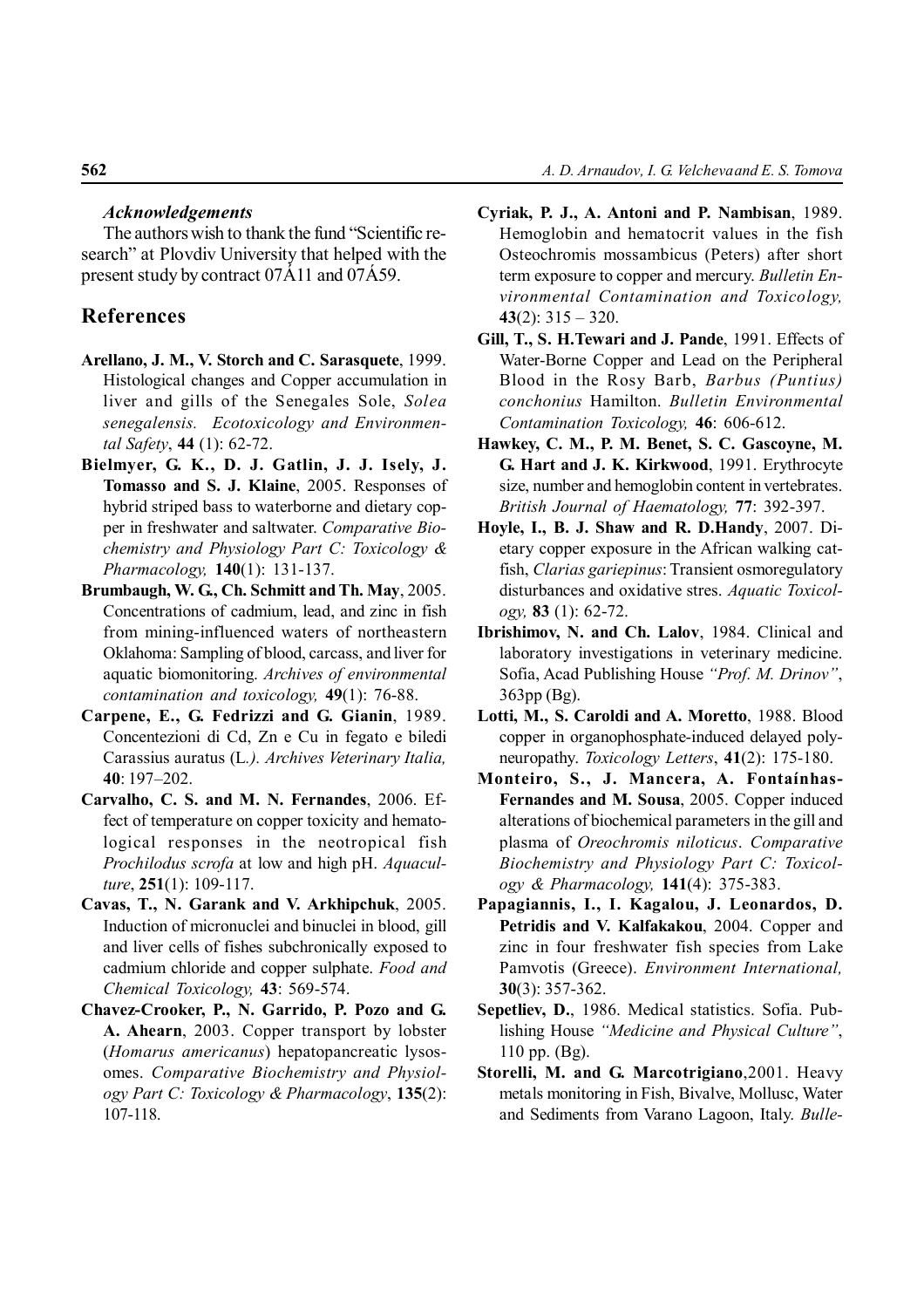### *Acknowledgements*

The authors wish to thank the fund "Scientific research" at Plovdiv University that helped with the present study by contract 07Á11 and 07Á59.

## References

**Arellano, J. M., V. Storch and C. Sarasquete**, 1999. Histological changes and Copper accumulation in liver and gills of the Senegales Sole, *Solea senegalensis. Ecotoxicology and Environmental Safety*, **44** (1): 62-72.

**Bielmyer, G. K., D. J. Gatlin, J. J. Isely, J. Tomasso and S. J. Klaine**, 2005. Responses of hybrid striped bass to waterborne and dietary copper in freshwater and saltwater. *Comparative Biochemistry and Physiology Part C: Toxicology & Pharmacology,* **140**(1): 131-137.

**Brumbaugh, W. G., Ch. Schmitt and Th. May**, 2005. Concentrations of cadmium, lead, and zinc in fish from mining-influenced waters of northeastern Oklahoma: Sampling of blood, carcass, and liver for aquatic biomonitoring. *Archives of environmental contamination and toxicology,* **49**(1): 76-88.

**Carpene, E., G. Fedrizzi and G. Gianin**, 1989. Concentezioni di Cd, Zn e Cu in fegato e biledi Carassius auratus (L.*). Archives Veterinary Italia,* **40**: 197–202.

**Carvalho, C. S. and M. N. Fernandes**, 2006. Effect of temperature on copper toxicity and hematological responses in the neotropical fish *Prochilodus scrofa* at low and high pH. *Aquaculture*, **251**(1): 109-117.

**Cavas, T., N. Garank and V. Arkhipchuk**, 2005. Induction of micronuclei and binuclei in blood, gill and liver cells of fishes subchronically exposed to cadmium chloride and copper sulphate. *Food and Chemical Toxicology,* **43**: 569-574.

**Chavez-Crooker, P., N. Garrido, P. Pozo and G. A. Ahearn**, 2003. Copper transport by lobster (*Homarus americanus*) hepatopancreatic lysosomes. *Comparative Biochemistry and Physiology Part C: Toxicology & Pharmacology*, **135**(2): 107-118.

**Cyriak, P. J., A. Antoni and P. Nambisan**, 1989. Hemoglobin and hematocrit values in the fish Osteochromis mossambicus (Peters) after short term exposure to copper and mercury. *Bulletin Environmental Contamination and Toxicology,* **43**(2): 315 – 320.

**Gill, T., S. H.Tewari and J. Pande**, 1991. Effects of Water-Borne Copper and Lead on the Peripheral Blood in the Rosy Barb, *Barbus (Puntius) conchonius* Hamilton. *Bulletin Environmental Contamination Toxicology,* **46**: 606-612.

**Hawkey, C. M., P. M. Benet, S. C. Gascoyne, M. G. Hart and J. K. Kirkwood**, 1991. Erythrocyte size, number and hemoglobin content in vertebrates. *British Journal of Haematology,* **77**: 392-397.

**Hoyle, I., B. J. Shaw and R. D.Handy**, 2007. Dietary copper exposure in the African walking catfish, *Clarias gariepinus*: Transient osmoregulatory disturbances and oxidative stres. *Aquatic Toxicology,* **83** (1): 62-72.

**Ibrishimov, N. and Ch. Lalov**, 1984. Clinical and laboratory investigations in veterinary medicine. Sofia, Acad Publishing House *"Prof. M. Drinov"*, 363pp (Bg).

**Lotti, M., S. Caroldi and A. Moretto**, 1988. Blood copper in organophosphate-induced delayed polyneuropathy. *Toxicology Letters*, **41**(2): 175-180.

**Monteiro, S., J. Mancera, A. Fontaínhas-Fernandes and M. Sousa**, 2005. Copper induced alterations of biochemical parameters in the gill and plasma of *Oreochromis niloticus*. *Comparative Biochemistry and Physiology Part C: Toxicology & Pharmacology,* **141**(4): 375-383.

**Papagiannis, I., I. Kagalou, J. Leonardos, D. Petridis and V. Kalfakakou**, 2004. Copper and zinc in four freshwater fish species from Lake Pamvotis (Greece). *Environment International,* **30**(3): 357-362.

**Sepetliev, D.**, 1986. Medical statistics. Sofia. Publishing House *"Medicine and Physical Culture"*, 110 pp. (Bg).

**Storelli, M. and G. Marcotrigiano**,2001. Heavy metals monitoring in Fish, Bivalve, Mollusc, Water and Sediments from Varano Lagoon, Italy. *Bulle-*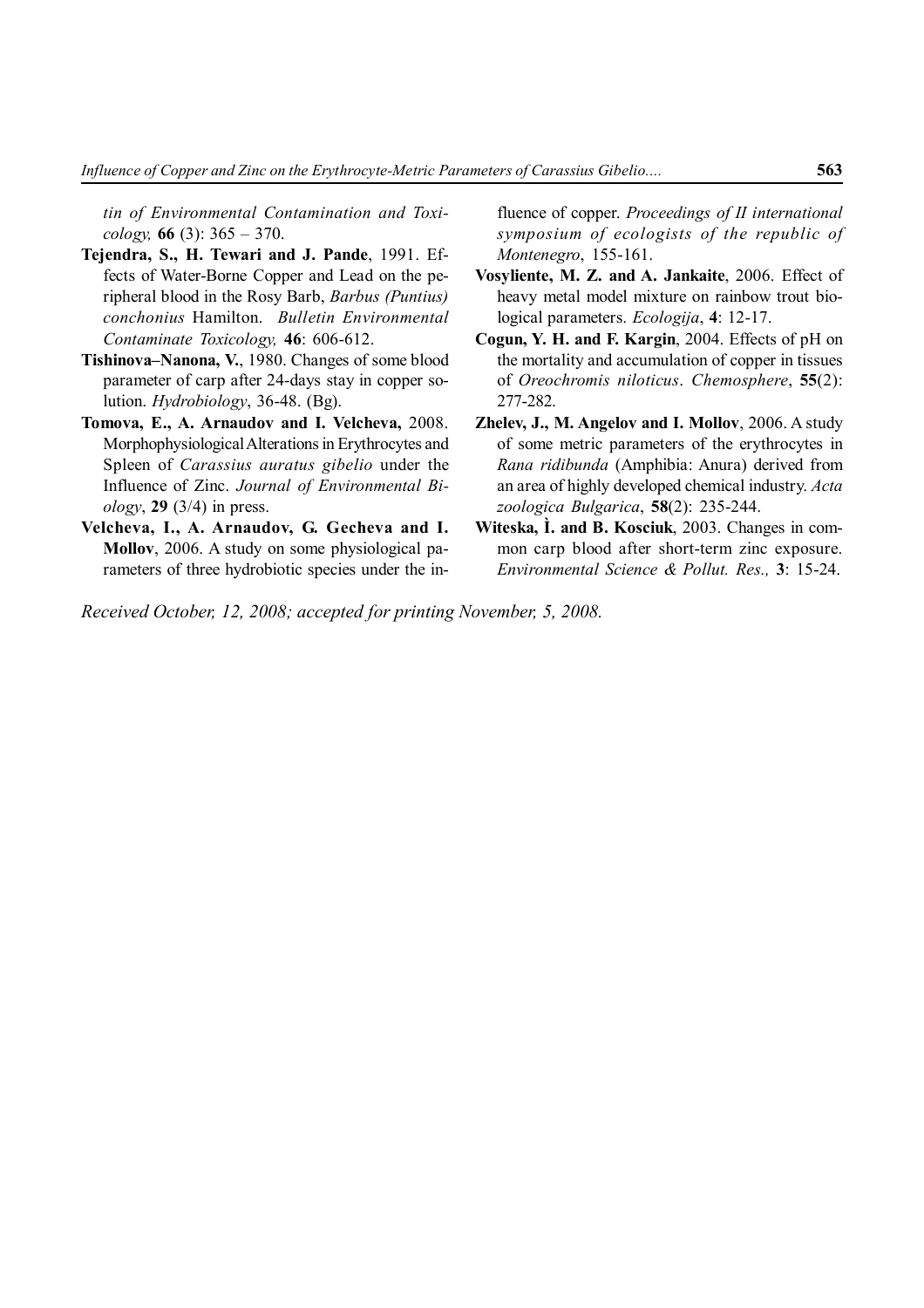*tin of Environmental Contamination and Toxicology,* **66** (3): 365 – 370.

**Tejendra, S., H. Tewari and J. Pande**, 1991. Effects of Water-Borne Copper and Lead on the peripheral blood in the Rosy Barb, *Barbus (Puntius) conchonius* Hamilton. *Bulletin Environmental Contaminate Toxicology,* **46**: 606-612.

**Tishinova–Nanona, V.**, 1980. Changes of some blood parameter of carp after 24-days stay in copper solution. *Hydrobiology*, 36-48. (Bg).

**Tomova, E., A. Arnaudov and I. Velcheva,** 2008. Morphophysiological Alterations in Erythrocytes and Spleen of *Carassius auratus gibelio* under the Influence of Zinc. *Journal of Environmental Biology*, **29** (3/4) in press.

**Velcheva, I., A. Arnaudov, G. Gecheva and I. Mollov**, 2006. A study on some physiological parameters of three hydrobiotic species under the influence of copper. *Proceedings of II international symposium of ecologists of the republic of Montenegro*, 155-161.

**Vosyliente, M. Z. and A. Jankaite**, 2006. Effect of heavy metal model mixture on rainbow trout biological parameters. *Ecologija*, **4**: 12-17.

**Cogun, Y. H. and F. Kargin**, 2004. Effects of pH on the mortality and accumulation of copper in tissues of *Oreochromis niloticus*. *Chemosphere*, **55**(2): 277-282.

**Zhelev, J., M. Angelov and I. Mollov**, 2006. A study of some metric parameters of the erythrocytes in *Rana ridibunda* (Amphibia: Anura) derived from an area of highly developed chemical industry. *Acta zoologica Bulgarica*, **58**(2): 235-244.

**Witeska, Ì. and B. Kosciuk**, 2003. Changes in common carp blood after short-term zinc exposure. *Environmental Science & Pollut. Res.,* **3**: 15-24.

*Received October, 12, 2008; accepted for printing November, 5, 2008.*